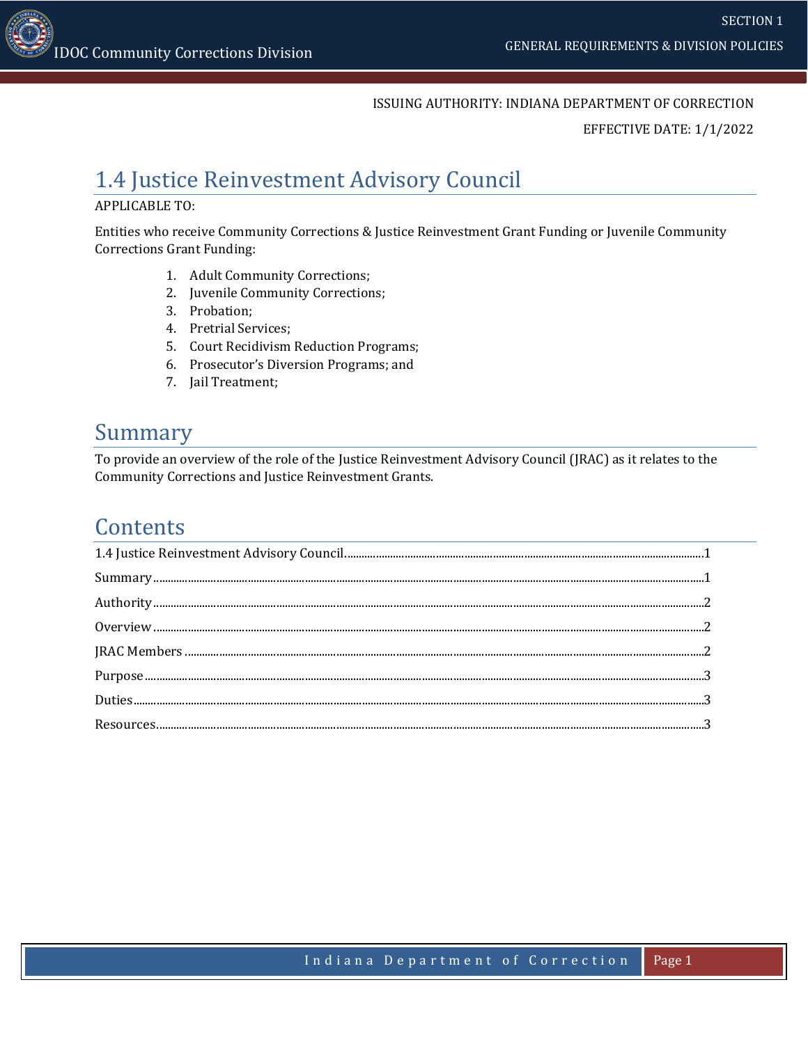ISSUING AUTHORITY: INDIANA DEPARTMENT OF CORRECTION

EFFECTIVE DATE: 1/1/2022

# 1.4 Justice Reinvestment Advisory Council

APPLICABLE TO:

Entities who receive Community Corrections & Justice Reinvestment Grant Funding or Juvenile Community Corrections Grant Funding:

1. Adult Community Corrections;
2. Juvenile Community Corrections;
3. Probation;
4. Pretrial Services;
5. Court Recidivism Reduction Programs;
6. Prosecutor's Diversion Programs; and
7. Jail Treatment;

## Summary

To provide an overview of the role of the Justice Reinvestment Advisory Council (JRAC) as it relates to the Community Corrections and Justice Reinvestment Grants.

## Contents

1.4 Justice Reinvestment Advisory Council....................1

Summary....................1

Authority....................2

Overview....................2

JRAC Members....................2

Purpose....................3

Duties....................3

Resources....................3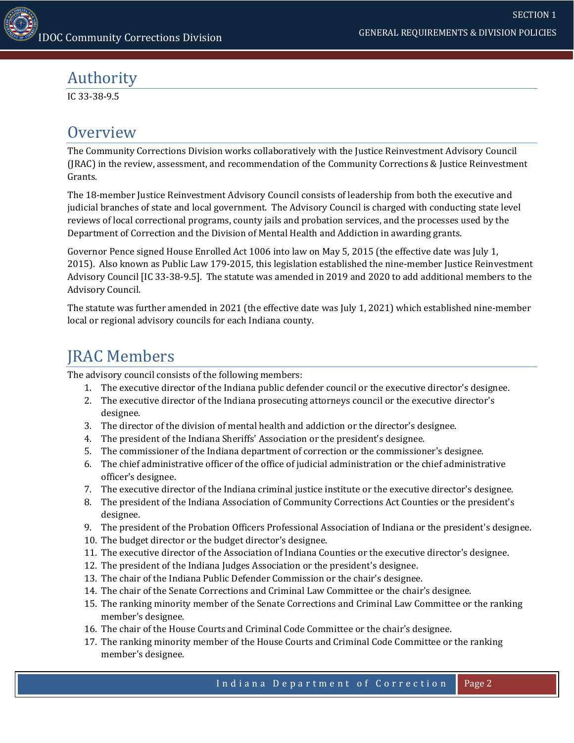## Authority

IC 33-38-9.5

## Overview

The Community Corrections Division works collaboratively with the Justice Reinvestment Advisory Council (JRAC) in the review, assessment, and recommendation of the Community Corrections & Justice Reinvestment Grants.

The 18-member Justice Reinvestment Advisory Council consists of leadership from both the executive and judicial branches of state and local government. The Advisory Council is charged with conducting state level reviews of local correctional programs, county jails and probation services, and the processes used by the Department of Correction and the Division of Mental Health and Addiction in awarding grants.

Governor Pence signed House Enrolled Act 1006 into law on May 5, 2015 (the effective date was July 1, 2015). Also known as Public Law 179-2015, this legislation established the nine-member Justice Reinvestment Advisory Council [IC 33-38-9.5]. The statute was amended in 2019 and 2020 to add additional members to the Advisory Council.

The statute was further amended in 2021 (the effective date was July 1, 2021) which established nine-member local or regional advisory councils for each Indiana county.

## JRAC Members

The advisory council consists of the following members:

1. The executive director of the Indiana public defender council or the executive director's designee.
2. The executive director of the Indiana prosecuting attorneys council or the executive director's designee.
3. The director of the division of mental health and addiction or the director's designee.
4. The president of the Indiana Sheriffs' Association or the president's designee.
5. The commissioner of the Indiana department of correction or the commissioner's designee.
6. The chief administrative officer of the office of judicial administration or the chief administrative officer's designee.
7. The executive director of the Indiana criminal justice institute or the executive director's designee.
8. The president of the Indiana Association of Community Corrections Act Counties or the president's designee.
9. The president of the Probation Officers Professional Association of Indiana or the president's designee.
10. The budget director or the budget director's designee.
11. The executive director of the Association of Indiana Counties or the executive director's designee.
12. The president of the Indiana Judges Association or the president's designee.
13. The chair of the Indiana Public Defender Commission or the chair's designee.
14. The chair of the Senate Corrections and Criminal Law Committee or the chair's designee.
15. The ranking minority member of the Senate Corrections and Criminal Law Committee or the ranking member's designee.
16. The chair of the House Courts and Criminal Code Committee or the chair's designee.
17. The ranking minority member of the House Courts and Criminal Code Committee or the ranking member's designee.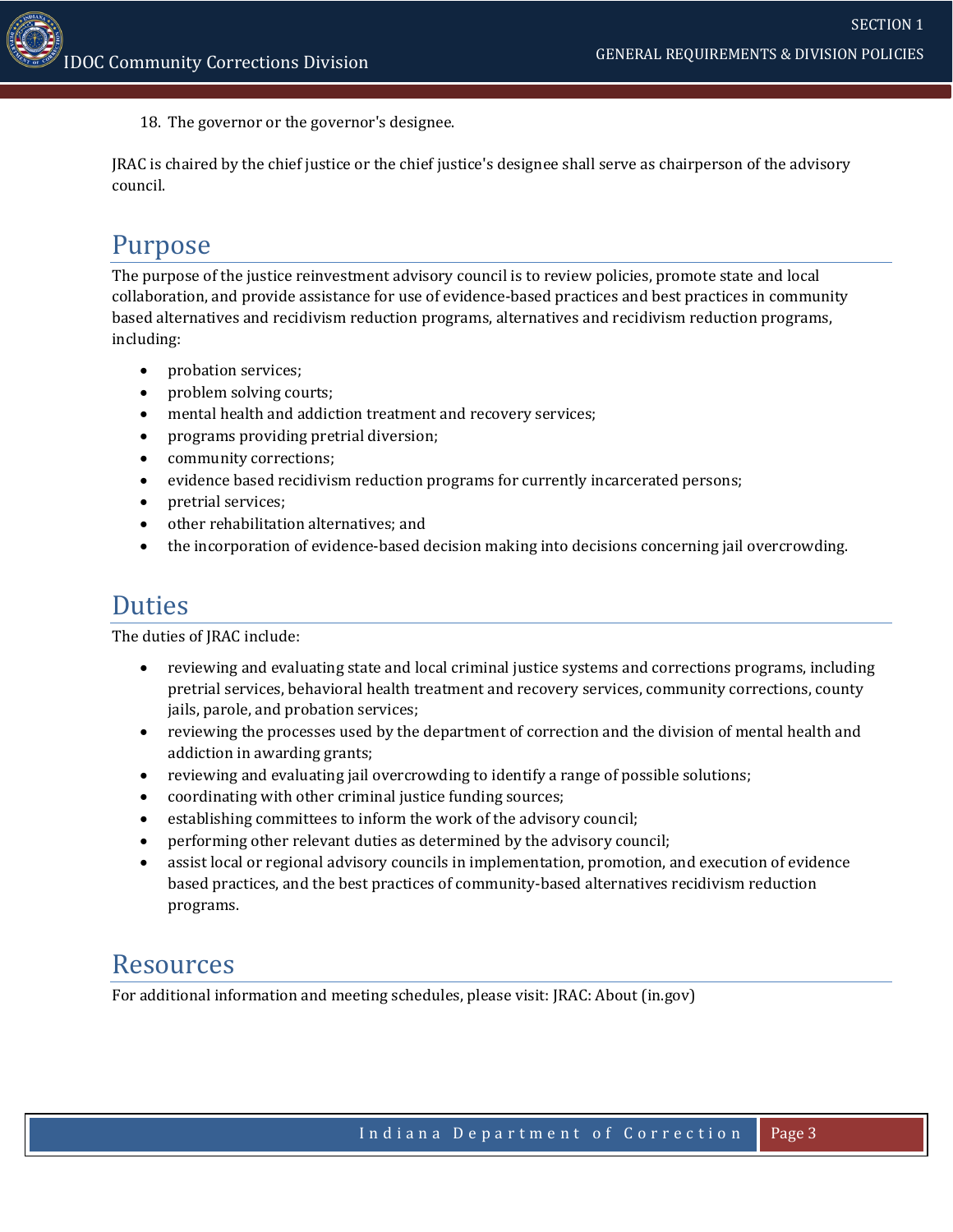18. The governor or the governor's designee.

JRAC is chaired by the chief justice or the chief justice's designee shall serve as chairperson of the advisory council.

## Purpose

The purpose of the justice reinvestment advisory council is to review policies, promote state and local collaboration, and provide assistance for use of evidence-based practices and best practices in community based alternatives and recidivism reduction programs, alternatives and recidivism reduction programs, including:

- probation services;
- problem solving courts;
- mental health and addiction treatment and recovery services;
- programs providing pretrial diversion;
- community corrections;
- evidence based recidivism reduction programs for currently incarcerated persons;
- pretrial services;
- other rehabilitation alternatives; and
- the incorporation of evidence-based decision making into decisions concerning jail overcrowding.

## Duties

The duties of JRAC include:

- reviewing and evaluating state and local criminal justice systems and corrections programs, including pretrial services, behavioral health treatment and recovery services, community corrections, county jails, parole, and probation services;
- reviewing the processes used by the department of correction and the division of mental health and addiction in awarding grants;
- reviewing and evaluating jail overcrowding to identify a range of possible solutions;
- coordinating with other criminal justice funding sources;
- establishing committees to inform the work of the advisory council;
- performing other relevant duties as determined by the advisory council;
- assist local or regional advisory councils in implementation, promotion, and execution of evidence based practices, and the best practices of community-based alternatives recidivism reduction programs.

## Resources

For additional information and meeting schedules, please visit: JRAC: About (in.gov)